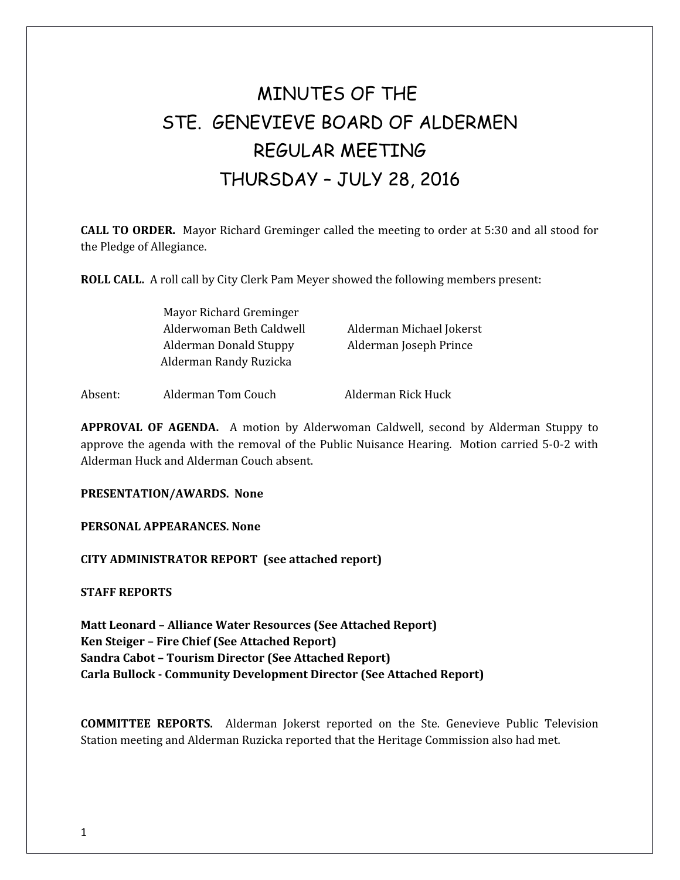# MINUTES OF THE
# STE. GENEVIEVE BOARD OF ALDERMEN
# REGULAR MEETING
# THURSDAY – JULY 28, 2016

**CALL TO ORDER.** Mayor Richard Greminger called the meeting to order at 5:30 and all stood for the Pledge of Allegiance.

**ROLL CALL.** A roll call by City Clerk Pam Meyer showed the following members present:

Mayor Richard Greminger
Alderwoman Beth Caldwell
Alderman Michael Jokerst
Alderman Donald Stuppy
Alderman Joseph Prince
Alderman Randy Ruzicka

Absent: Alderman Tom Couch, Alderman Rick Huck

**APPROVAL OF AGENDA.** A motion by Alderwoman Caldwell, second by Alderman Stuppy to approve the agenda with the removal of the Public Nuisance Hearing. Motion carried 5-0-2 with Alderman Huck and Alderman Couch absent.

**PRESENTATION/AWARDS. None**

**PERSONAL APPEARANCES. None**

**CITY ADMINISTRATOR REPORT (see attached report)**

**STAFF REPORTS**

**Matt Leonard – Alliance Water Resources (See Attached Report)**
**Ken Steiger – Fire Chief (See Attached Report)**
**Sandra Cabot – Tourism Director (See Attached Report)**
**Carla Bullock - Community Development Director (See Attached Report)**

**COMMITTEE REPORTS.** Alderman Jokerst reported on the Ste. Genevieve Public Television Station meeting and Alderman Ruzicka reported that the Heritage Commission also had met.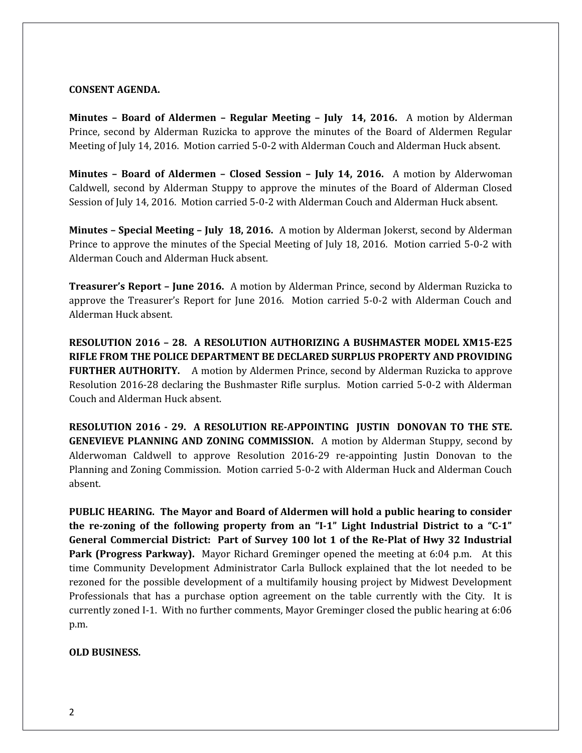**CONSENT AGENDA.**

**Minutes – Board of Aldermen – Regular Meeting – July 14, 2016.** A motion by Alderman Prince, second by Alderman Ruzicka to approve the minutes of the Board of Aldermen Regular Meeting of July 14, 2016. Motion carried 5-0-2 with Alderman Couch and Alderman Huck absent.

**Minutes – Board of Aldermen – Closed Session – July 14, 2016.** A motion by Alderwoman Caldwell, second by Alderman Stuppy to approve the minutes of the Board of Alderman Closed Session of July 14, 2016. Motion carried 5-0-2 with Alderman Couch and Alderman Huck absent.

**Minutes – Special Meeting – July 18, 2016.** A motion by Alderman Jokerst, second by Alderman Prince to approve the minutes of the Special Meeting of July 18, 2016. Motion carried 5-0-2 with Alderman Couch and Alderman Huck absent.

**Treasurer's Report – June 2016.** A motion by Alderman Prince, second by Alderman Ruzicka to approve the Treasurer's Report for June 2016. Motion carried 5-0-2 with Alderman Couch and Alderman Huck absent.

**RESOLUTION 2016 – 28. A RESOLUTION AUTHORIZING A BUSHMASTER MODEL XM15-E25 RIFLE FROM THE POLICE DEPARTMENT BE DECLARED SURPLUS PROPERTY AND PROVIDING FURTHER AUTHORITY.** A motion by Aldermen Prince, second by Alderman Ruzicka to approve Resolution 2016-28 declaring the Bushmaster Rifle surplus. Motion carried 5-0-2 with Alderman Couch and Alderman Huck absent.

**RESOLUTION 2016 - 29. A RESOLUTION RE-APPOINTING JUSTIN DONOVAN TO THE STE. GENEVIEVE PLANNING AND ZONING COMMISSION.** A motion by Alderman Stuppy, second by Alderwoman Caldwell to approve Resolution 2016-29 re-appointing Justin Donovan to the Planning and Zoning Commission. Motion carried 5-0-2 with Alderman Huck and Alderman Couch absent.

**PUBLIC HEARING. The Mayor and Board of Aldermen will hold a public hearing to consider the re-zoning of the following property from an "I-1" Light Industrial District to a "C-1" General Commercial District: Part of Survey 100 lot 1 of the Re-Plat of Hwy 32 Industrial Park (Progress Parkway).** Mayor Richard Greminger opened the meeting at 6:04 p.m. At this time Community Development Administrator Carla Bullock explained that the lot needed to be rezoned for the possible development of a multifamily housing project by Midwest Development Professionals that has a purchase option agreement on the table currently with the City. It is currently zoned I-1. With no further comments, Mayor Greminger closed the public hearing at 6:06 p.m.

**OLD BUSINESS.**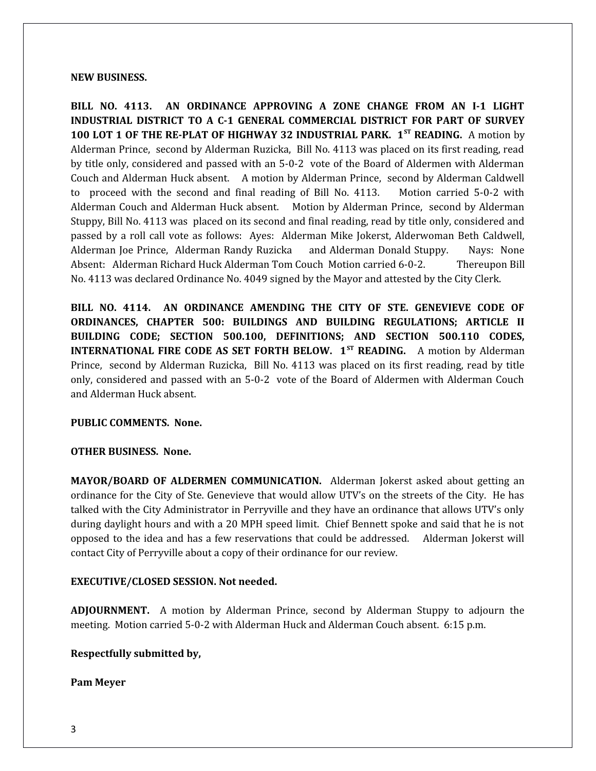**NEW BUSINESS.**

**BILL NO. 4113. AN ORDINANCE APPROVING A ZONE CHANGE FROM AN I-1 LIGHT INDUSTRIAL DISTRICT TO A C-1 GENERAL COMMERCIAL DISTRICT FOR PART OF SURVEY 100 LOT 1 OF THE RE-PLAT OF HIGHWAY 32 INDUSTRIAL PARK. 1ST READING.** A motion by Alderman Prince, second by Alderman Ruzicka, Bill No. 4113 was placed on its first reading, read by title only, considered and passed with an 5-0-2 vote of the Board of Aldermen with Alderman Couch and Alderman Huck absent. A motion by Alderman Prince, second by Alderman Caldwell to proceed with the second and final reading of Bill No. 4113. Motion carried 5-0-2 with Alderman Couch and Alderman Huck absent. Motion by Alderman Prince, second by Alderman Stuppy, Bill No. 4113 was placed on its second and final reading, read by title only, considered and passed by a roll call vote as follows: Ayes: Alderman Mike Jokerst, Alderwoman Beth Caldwell, Alderman Joe Prince, Alderman Randy Ruzicka and Alderman Donald Stuppy. Nays: None Absent: Alderman Richard Huck Alderman Tom Couch Motion carried 6-0-2. Thereupon Bill No. 4113 was declared Ordinance No. 4049 signed by the Mayor and attested by the City Clerk.

**BILL NO. 4114. AN ORDINANCE AMENDING THE CITY OF STE. GENEVIEVE CODE OF ORDINANCES, CHAPTER 500: BUILDINGS AND BUILDING REGULATIONS; ARTICLE II BUILDING CODE; SECTION 500.100, DEFINITIONS; AND SECTION 500.110 CODES, INTERNATIONAL FIRE CODE AS SET FORTH BELOW. 1ST READING.** A motion by Alderman Prince, second by Alderman Ruzicka, Bill No. 4113 was placed on its first reading, read by title only, considered and passed with an 5-0-2 vote of the Board of Aldermen with Alderman Couch and Alderman Huck absent.

**PUBLIC COMMENTS. None.**

**OTHER BUSINESS. None.**

**MAYOR/BOARD OF ALDERMEN COMMUNICATION.** Alderman Jokerst asked about getting an ordinance for the City of Ste. Genevieve that would allow UTV's on the streets of the City. He has talked with the City Administrator in Perryville and they have an ordinance that allows UTV's only during daylight hours and with a 20 MPH speed limit. Chief Bennett spoke and said that he is not opposed to the idea and has a few reservations that could be addressed. Alderman Jokerst will contact City of Perryville about a copy of their ordinance for our review.

**EXECUTIVE/CLOSED SESSION. Not needed.**

**ADJOURNMENT.** A motion by Alderman Prince, second by Alderman Stuppy to adjourn the meeting. Motion carried 5-0-2 with Alderman Huck and Alderman Couch absent. 6:15 p.m.

**Respectfully submitted by,**

**Pam Meyer**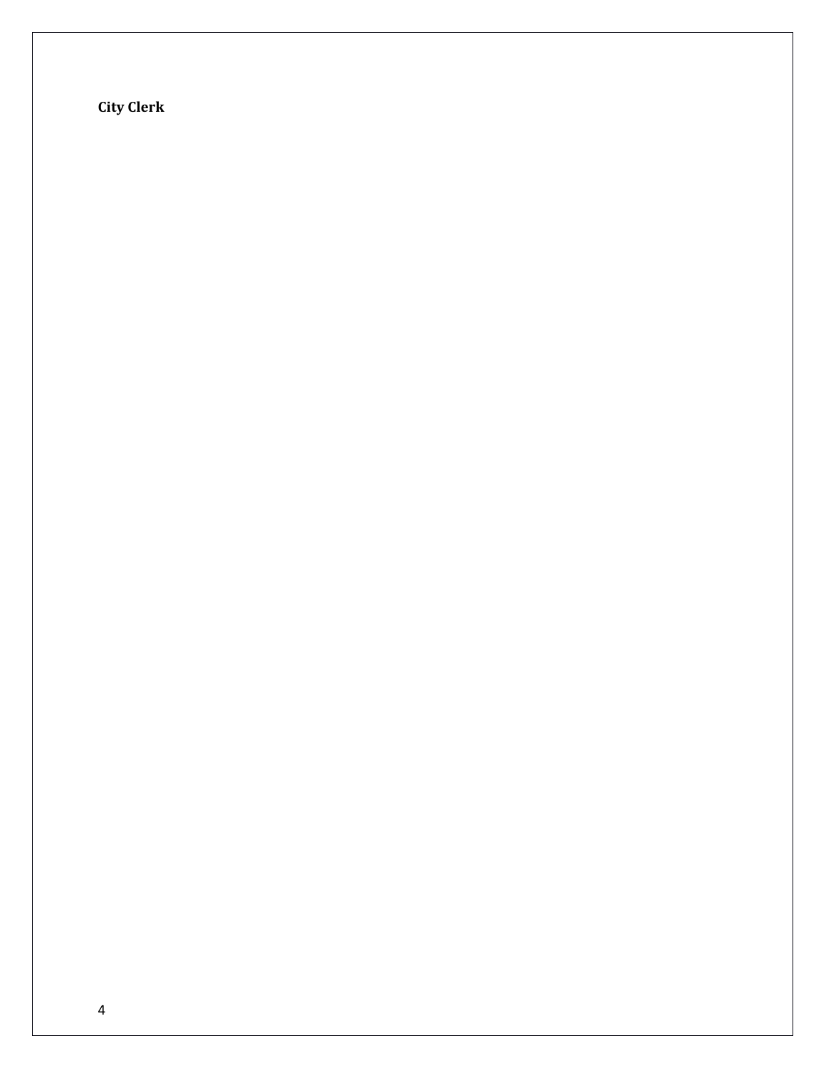**City Clerk**